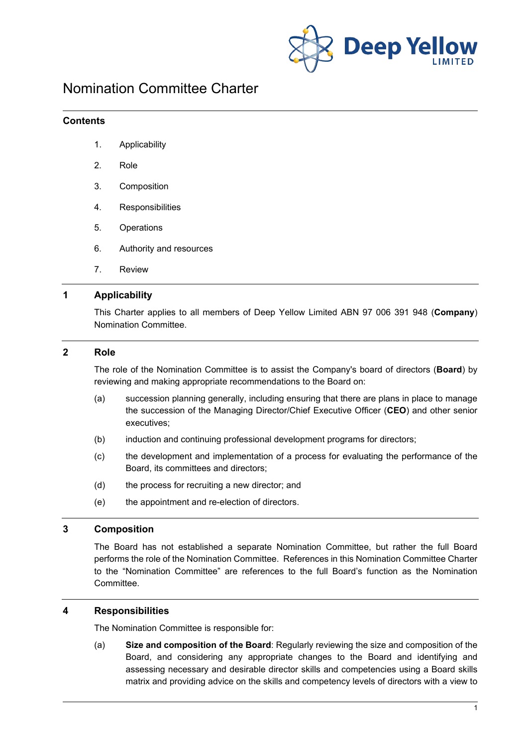Deep Yellow LIMITED

# Nomination Committee Charter

## Contents

1. Applicability
2. Role
3. Composition
4. Responsibilities
5. Operations
6. Authority and resources
7. Review

## 1 Applicability

This Charter applies to all members of Deep Yellow Limited ABN 97 006 391 948 (**Company**) Nomination Committee.

## 2 Role

The role of the Nomination Committee is to assist the Company's board of directors (**Board**) by reviewing and making appropriate recommendations to the Board on:

(a) succession planning generally, including ensuring that there are plans in place to manage the succession of the Managing Director/Chief Executive Officer (**CEO**) and other senior executives;

(b) induction and continuing professional development programs for directors;

(c) the development and implementation of a process for evaluating the performance of the Board, its committees and directors;

(d) the process for recruiting a new director; and

(e) the appointment and re-election of directors.

## 3 Composition

The Board has not established a separate Nomination Committee, but rather the full Board performs the role of the Nomination Committee. References in this Nomination Committee Charter to the "Nomination Committee" are references to the full Board's function as the Nomination Committee.

## 4 Responsibilities

The Nomination Committee is responsible for:

(a) **Size and composition of the Board**: Regularly reviewing the size and composition of the Board, and considering any appropriate changes to the Board and identifying and assessing necessary and desirable director skills and competencies using a Board skills matrix and providing advice on the skills and competency levels of directors with a view to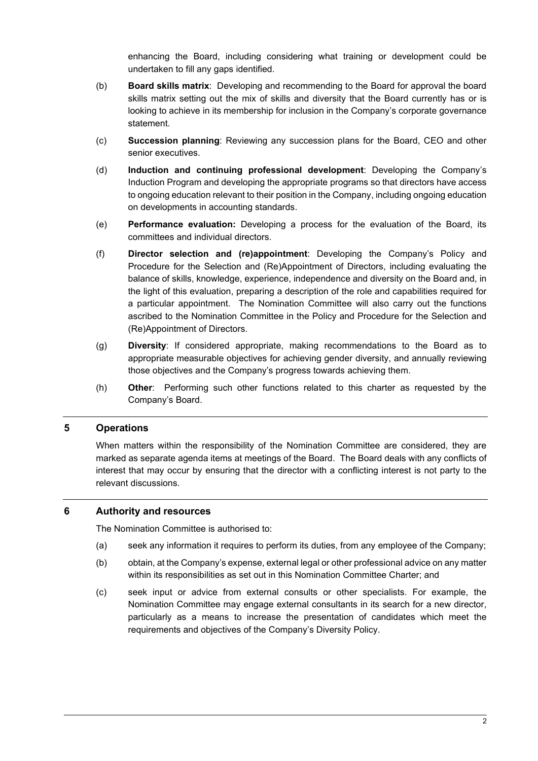enhancing the Board, including considering what training or development could be undertaken to fill any gaps identified.

(b) **Board skills matrix**: Developing and recommending to the Board for approval the board skills matrix setting out the mix of skills and diversity that the Board currently has or is looking to achieve in its membership for inclusion in the Company's corporate governance statement.

(c) **Succession planning**: Reviewing any succession plans for the Board, CEO and other senior executives.

(d) **Induction and continuing professional development**: Developing the Company's Induction Program and developing the appropriate programs so that directors have access to ongoing education relevant to their position in the Company, including ongoing education on developments in accounting standards.

(e) **Performance evaluation:** Developing a process for the evaluation of the Board, its committees and individual directors.

(f) **Director selection and (re)appointment**: Developing the Company's Policy and Procedure for the Selection and (Re)Appointment of Directors, including evaluating the balance of skills, knowledge, experience, independence and diversity on the Board and, in the light of this evaluation, preparing a description of the role and capabilities required for a particular appointment. The Nomination Committee will also carry out the functions ascribed to the Nomination Committee in the Policy and Procedure for the Selection and (Re)Appointment of Directors.

(g) **Diversity**: If considered appropriate, making recommendations to the Board as to appropriate measurable objectives for achieving gender diversity, and annually reviewing those objectives and the Company's progress towards achieving them.

(h) **Other**: Performing such other functions related to this charter as requested by the Company's Board.

## 5 Operations

When matters within the responsibility of the Nomination Committee are considered, they are marked as separate agenda items at meetings of the Board. The Board deals with any conflicts of interest that may occur by ensuring that the director with a conflicting interest is not party to the relevant discussions.

## 6 Authority and resources

The Nomination Committee is authorised to:

(a) seek any information it requires to perform its duties, from any employee of the Company;

(b) obtain, at the Company's expense, external legal or other professional advice on any matter within its responsibilities as set out in this Nomination Committee Charter; and

(c) seek input or advice from external consults or other specialists. For example, the Nomination Committee may engage external consultants in its search for a new director, particularly as a means to increase the presentation of candidates which meet the requirements and objectives of the Company's Diversity Policy.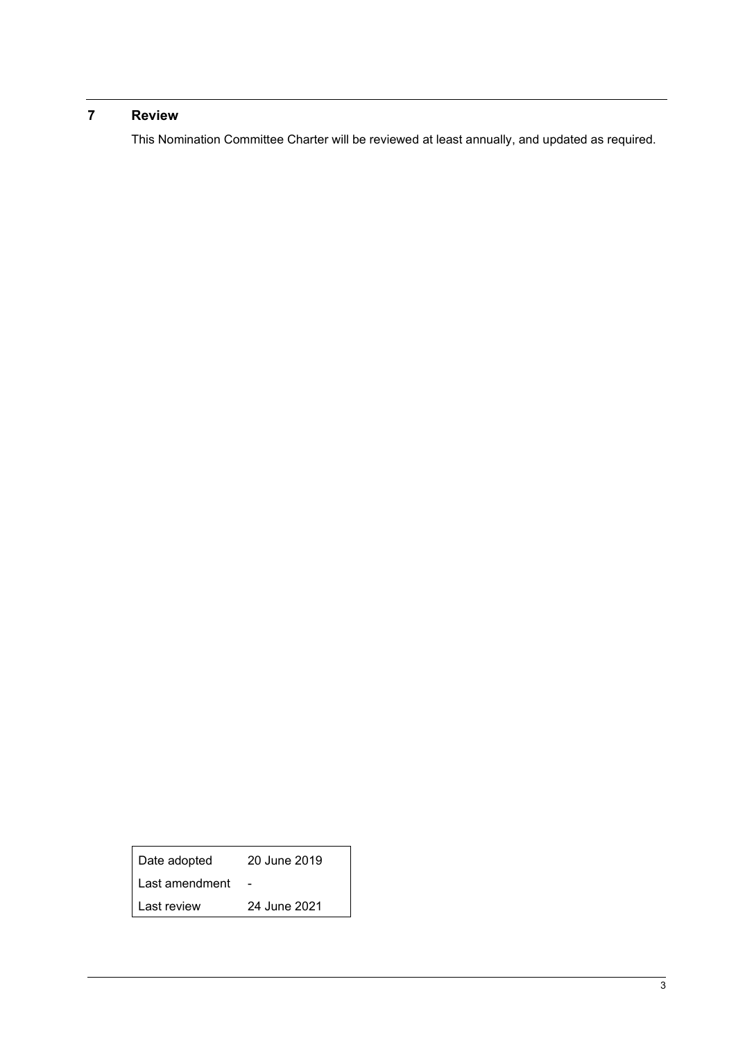## 7 Review

This Nomination Committee Charter will be reviewed at least annually, and updated as required.

| | |
|---|---|
| Date adopted | 20 June 2019 |
| Last amendment | - |
| Last review | 24 June 2021 |